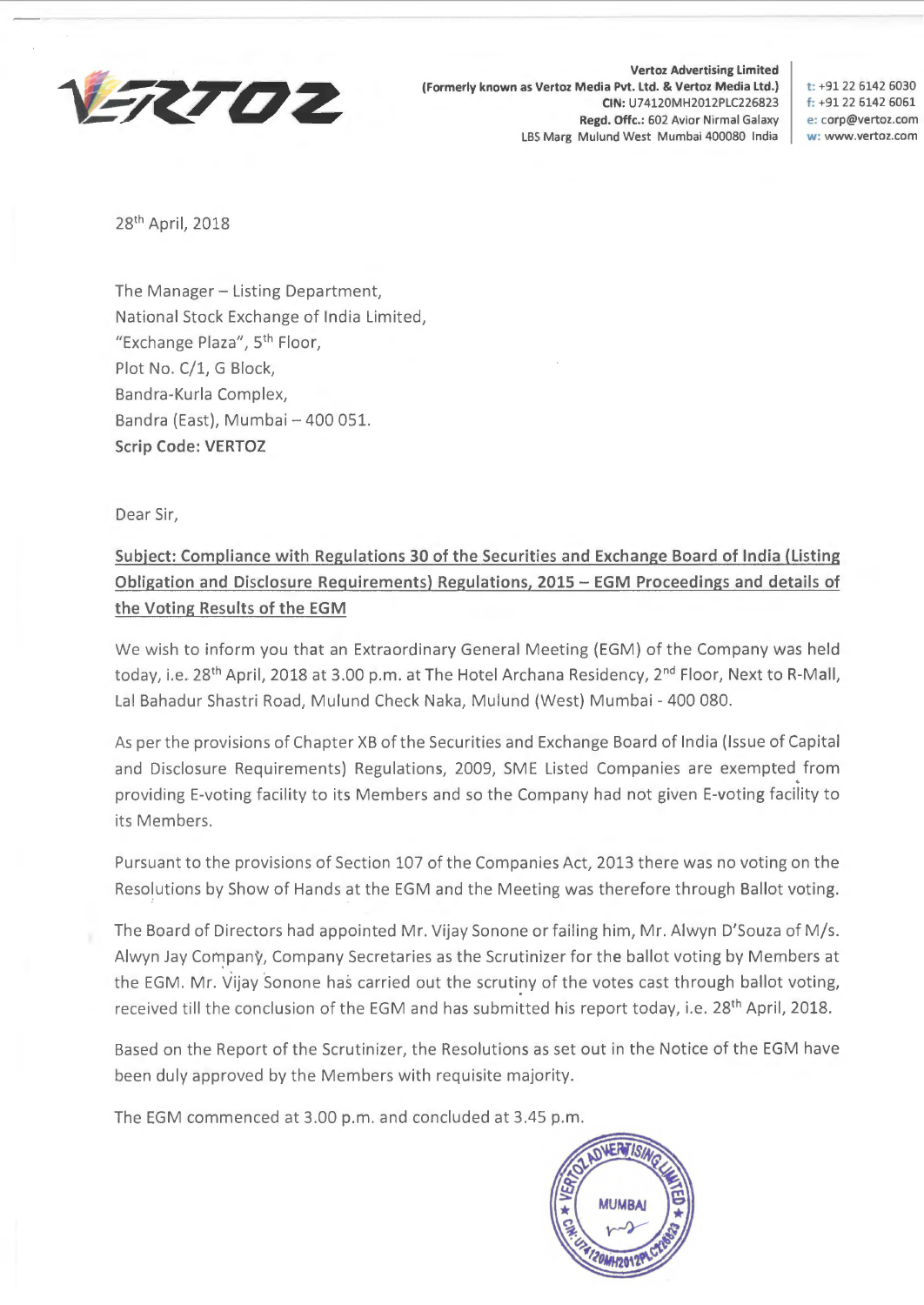**Vertoz Advertising Limited**
**(Formerly known as Vertoz Media Pvt. Ltd. & Vertoz Media Ltd.)**
**CIN:** U74120MH2012PLC226823
**Regd. Offc.:** 602 Avior Nirmal Galaxy
LBS Marg Mulund West Mumbai 400080 India

t: +91 22 6142 6030
f: +91 22 6142 6061
e: corp@vertoz.com
w: www.vertoz.com

28th April, 2018

The Manager – Listing Department,
National Stock Exchange of India Limited,
"Exchange Plaza", 5th Floor,
Plot No. C/1, G Block,
Bandra-Kurla Complex,
Bandra (East), Mumbai – 400 051.
**Scrip Code: VERTOZ**

Dear Sir,

**Subject: Compliance with Regulations 30 of the Securities and Exchange Board of India (Listing Obligation and Disclosure Requirements) Regulations, 2015 – EGM Proceedings and details of the Voting Results of the EGM**

We wish to inform you that an Extraordinary General Meeting (EGM) of the Company was held today, i.e. 28th April, 2018 at 3.00 p.m. at The Hotel Archana Residency, 2nd Floor, Next to R-Mall, Lal Bahadur Shastri Road, Mulund Check Naka, Mulund (West) Mumbai - 400 080.

As per the provisions of Chapter XB of the Securities and Exchange Board of India (Issue of Capital and Disclosure Requirements) Regulations, 2009, SME Listed Companies are exempted from providing E-voting facility to its Members and so the Company had not given E-voting facility to its Members.

Pursuant to the provisions of Section 107 of the Companies Act, 2013 there was no voting on the Resolutions by Show of Hands at the EGM and the Meeting was therefore through Ballot voting.

The Board of Directors had appointed Mr. Vijay Sonone or failing him, Mr. Alwyn D'Souza of M/s. Alwyn Jay Company, Company Secretaries as the Scrutinizer for the ballot voting by Members at the EGM. Mr. Vijay Sonone has carried out the scrutiny of the votes cast through ballot voting, received till the conclusion of the EGM and has submitted his report today, i.e. 28th April, 2018.

Based on the Report of the Scrutinizer, the Resolutions as set out in the Notice of the EGM have been duly approved by the Members with requisite majority.

The EGM commenced at 3.00 p.m. and concluded at 3.45 p.m.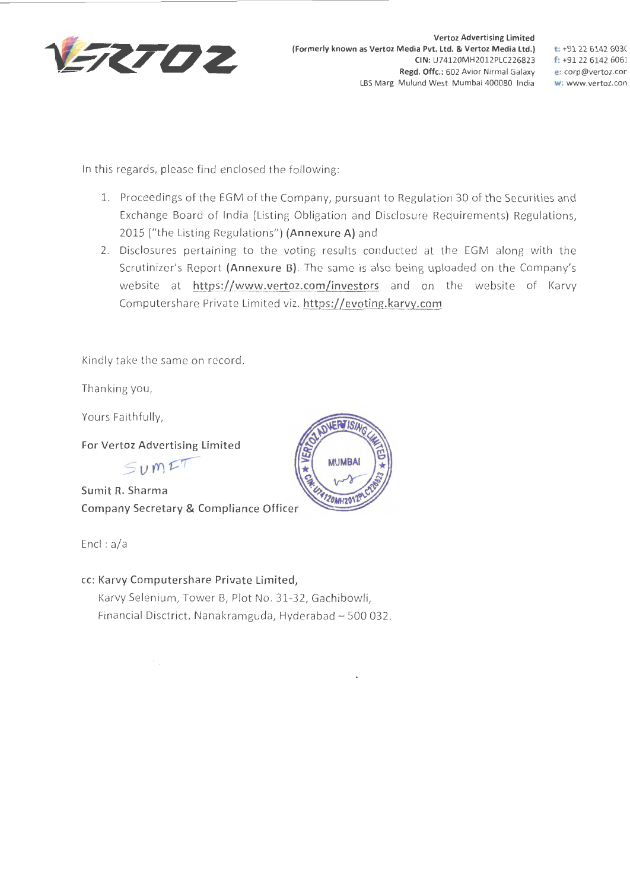In this regards, please find enclosed the following:

1. Proceedings of the EGM of the Company, pursuant to Regulation 30 of the Securities and Exchange Board of India (Listing Obligation and Disclosure Requirements) Regulations, 2015 ("the Listing Regulations") **(Annexure A)** and
2. Disclosures pertaining to the voting results conducted at the EGM along with the Scrutinizer's Report **(Annexure B)**. The same is also being uploaded on the Company's website at https://www.vertoz.com/investors and on the website of Karvy Computershare Private Limited viz. https://evoting.karvy.com

Kindly take the same on record.

Thanking you,

Yours Faithfully,

**For Vertoz Advertising Limited**

Sumit R. Sharma
Company Secretary & Compliance Officer

Encl : a/a

**cc: Karvy Computershare Private Limited,**
Karvy Selenium, Tower B, Plot No. 31-32, Gachibowli,
Financial Disctrict, Nanakramguda, Hyderabad – 500 032.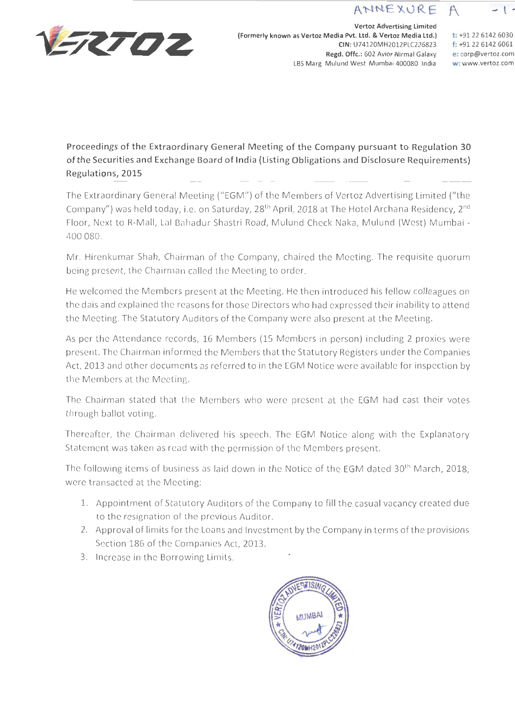ANNEXURE A

Vertoz Advertising Limited
(Formerly known as Vertoz Media Pvt. Ltd. & Vertoz Media Ltd.)
CIN: U74120MH2012PLC226823
Regd. Offc.: 602 Avior Nirmal Galaxy
LBS Marg Mulund West Mumbai 400080 India

t: +91 22 6142 6030
f: +91 22 6142 6061
e: corp@vertoz.com
w: www.vertoz.com

**Proceedings of the Extraordinary General Meeting of the Company pursuant to Regulation 30 of the Securities and Exchange Board of India (Listing Obligations and Disclosure Requirements) Regulations, 2015**

The Extraordinary General Meeting ("EGM") of the Members of Vertoz Advertising Limited ("the Company") was held today, i.e. on Saturday, 28th April, 2018 at The Hotel Archana Residency, 2nd Floor, Next to R-Mall, Lal Bahadur Shastri Road, Mulund Check Naka, Mulund (West) Mumbai - 400 080.

Mr. Hirenkumar Shah, Chairman of the Company, chaired the Meeting. The requisite quorum being present, the Chairman called the Meeting to order.

He welcomed the Members present at the Meeting. He then introduced his fellow colleagues on the dais and explained the reasons for those Directors who had expressed their inability to attend the Meeting. The Statutory Auditors of the Company were also present at the Meeting.

As per the Attendance records, 16 Members (15 Members in person) including 2 proxies were present. The Chairman informed the Members that the Statutory Registers under the Companies Act, 2013 and other documents as referred to in the EGM Notice were available for inspection by the Members at the Meeting.

The Chairman stated that the Members who were present at the EGM had cast their votes through ballot voting.

Thereafter, the Chairman delivered his speech. The EGM Notice along with the Explanatory Statement was taken as read with the permission of the Members present.

The following items of business as laid down in the Notice of the EGM dated 30th March, 2018, were transacted at the Meeting:

1. Appointment of Statutory Auditors of the Company to fill the casual vacancy created due to the resignation of the previous Auditor.
2. Approval of limits for the Loans and Investment by the Company in terms of the provisions Section 186 of the Companies Act, 2013.
3. Increase in the Borrowing Limits.

VERTOZ ADVERTISING LIMITED
MUMBAI
CIN: U74120MH2012PLC226823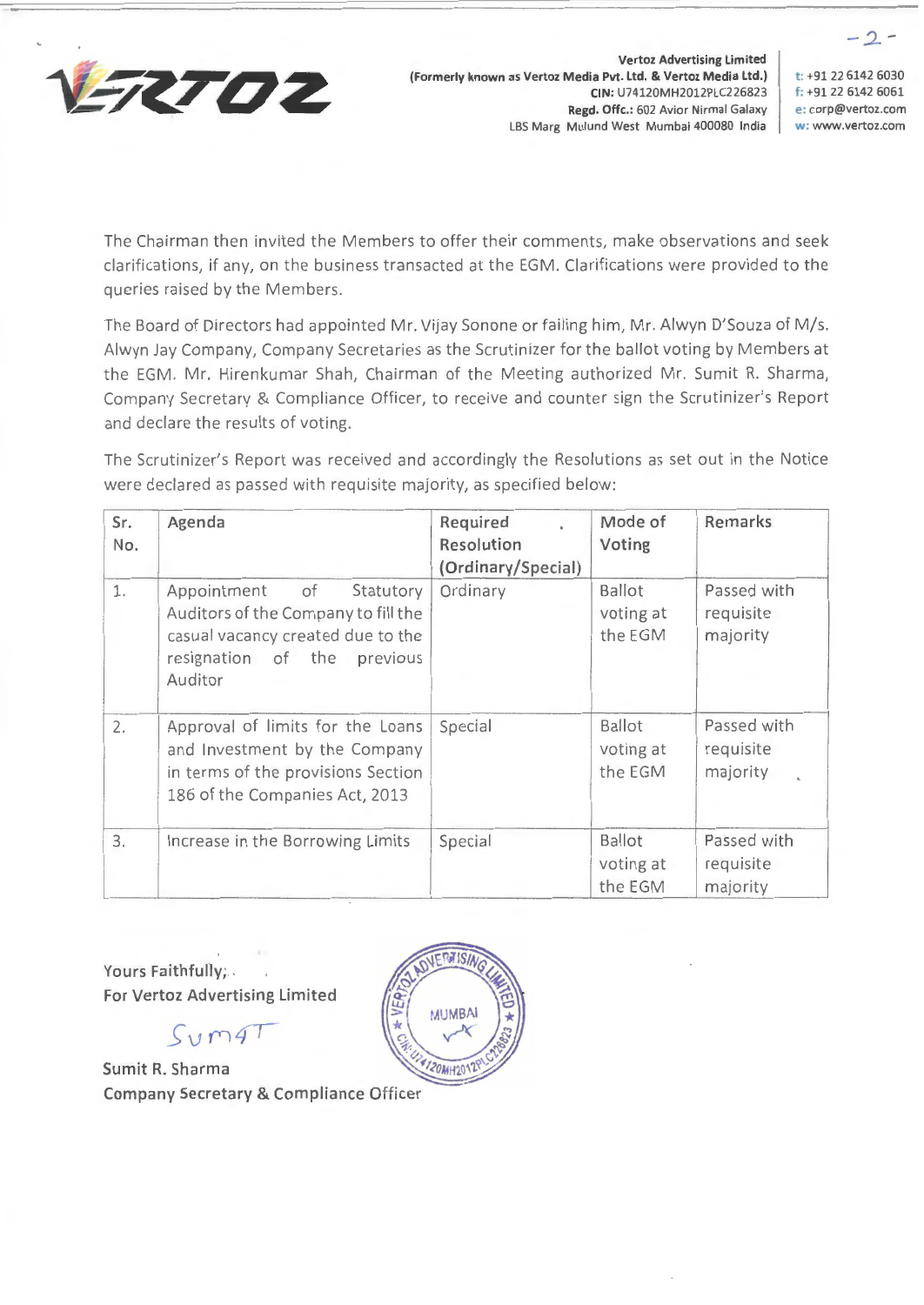The Chairman then invited the Members to offer their comments, make observations and seek clarifications, if any, on the business transacted at the EGM. Clarifications were provided to the queries raised by the Members.

The Board of Directors had appointed Mr. Vijay Sonone or failing him, Mr. Alwyn D'Souza of M/s. Alwyn Jay Company, Company Secretaries as the Scrutinizer for the ballot voting by Members at the EGM. Mr. Hirenkumar Shah, Chairman of the Meeting authorized Mr. Sumit R. Sharma, Company Secretary & Compliance Officer, to receive and counter sign the Scrutinizer's Report and declare the results of voting.

The Scrutinizer's Report was received and accordingly the Resolutions as set out in the Notice were declared as passed with requisite majority, as specified below:

| Sr. No. | Agenda | Required Resolution (Ordinary/Special) | Mode of Voting | Remarks |
|---|---|---|---|---|
| 1. | Appointment of Statutory Auditors of the Company to fill the casual vacancy created due to the resignation of the previous Auditor | Ordinary | Ballot voting at the EGM | Passed with requisite majority |
| 2. | Approval of limits for the Loans and Investment by the Company in terms of the provisions Section 186 of the Companies Act, 2013 | Special | Ballot voting at the EGM | Passed with requisite majority |
| 3. | Increase in the Borrowing Limits | Special | Ballot voting at the EGM | Passed with requisite majority |

Yours Faithfully,
**For Vertoz Advertising Limited**

Sumit R. Sharma
Company Secretary & Compliance Officer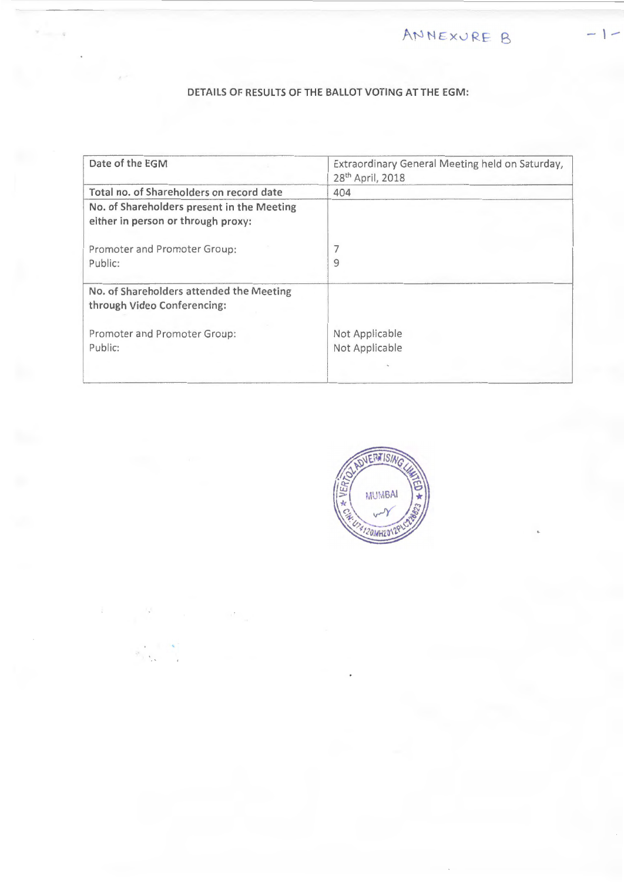ANNEXURE B

**DETAILS OF RESULTS OF THE BALLOT VOTING AT THE EGM:**

| Date of the EGM | Extraordinary General Meeting held on Saturday, 28th April, 2018 |
|---|---|
| Total no. of Shareholders on record date | 404 |
| No. of Shareholders present in the Meeting either in person or through proxy:<br><br>Promoter and Promoter Group:<br>Public: | <br><br><br>7<br>9 |
| No. of Shareholders attended the Meeting through Video Conferencing:<br><br>Promoter and Promoter Group:<br>Public: | <br><br><br>Not Applicable<br>Not Applicable |

VERTOZ ADVERTISING LIMITED
MUMBAI
CIN: U74120MH2012PLC226823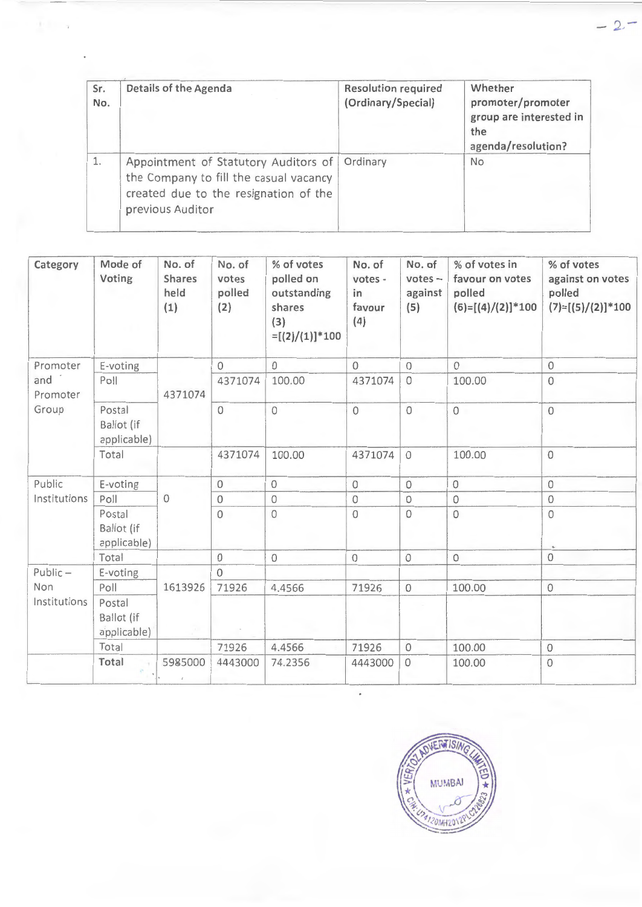| Sr. No. | Details of the Agenda | Resolution required (Ordinary/Special) | Whether promoter/promoter group are interested in the agenda/resolution? |
|---|---|---|---|
| 1. | Appointment of Statutory Auditors of the Company to fill the casual vacancy created due to the resignation of the previous Auditor | Ordinary | No |

| Category | Mode of Voting | No. of Shares held (1) | No. of votes polled (2) | % of votes polled on outstanding shares (3) =[(2)/(1)]*100 | No. of votes - in favour (4) | No. of votes – against (5) | % of votes in favour on votes polled (6)=[(4)/(2)]*100 | % of votes against on votes polled (7)=[(5)/(2)]*100 |
|---|---|---|---|---|---|---|---|---|
| Promoter and Promoter Group | E-voting | 4371074 | 0 | 0 | 0 | 0 | 0 | 0 |
| | Poll | | 4371074 | 100.00 | 4371074 | 0 | 100.00 | 0 |
| | Postal Ballot (if applicable) | | 0 | 0 | 0 | 0 | 0 | 0 |
| | Total | | 4371074 | 100.00 | 4371074 | 0 | 100.00 | 0 |
| Public Institutions | E-voting | 0 | 0 | 0 | 0 | 0 | 0 | 0 |
| | Poll | | 0 | 0 | 0 | 0 | 0 | 0 |
| | Postal Ballot (if applicable) | | 0 | 0 | 0 | 0 | 0 | 0 |
| | Total | | 0 | 0 | 0 | 0 | 0 | 0 |
| Public – Non Institutions | E-voting | 1613926 | 0 | | | | | |
| | Poll | | 71926 | 4.4566 | 71926 | 0 | 100.00 | 0 |
| | Postal Ballot (if applicable) | | | | | | | |
| | Total | | 71926 | 4.4566 | 71926 | 0 | 100.00 | 0 |
| | **Total** | 5985000 | 4443000 | 74.2356 | 4443000 | 0 | 100.00 | 0 |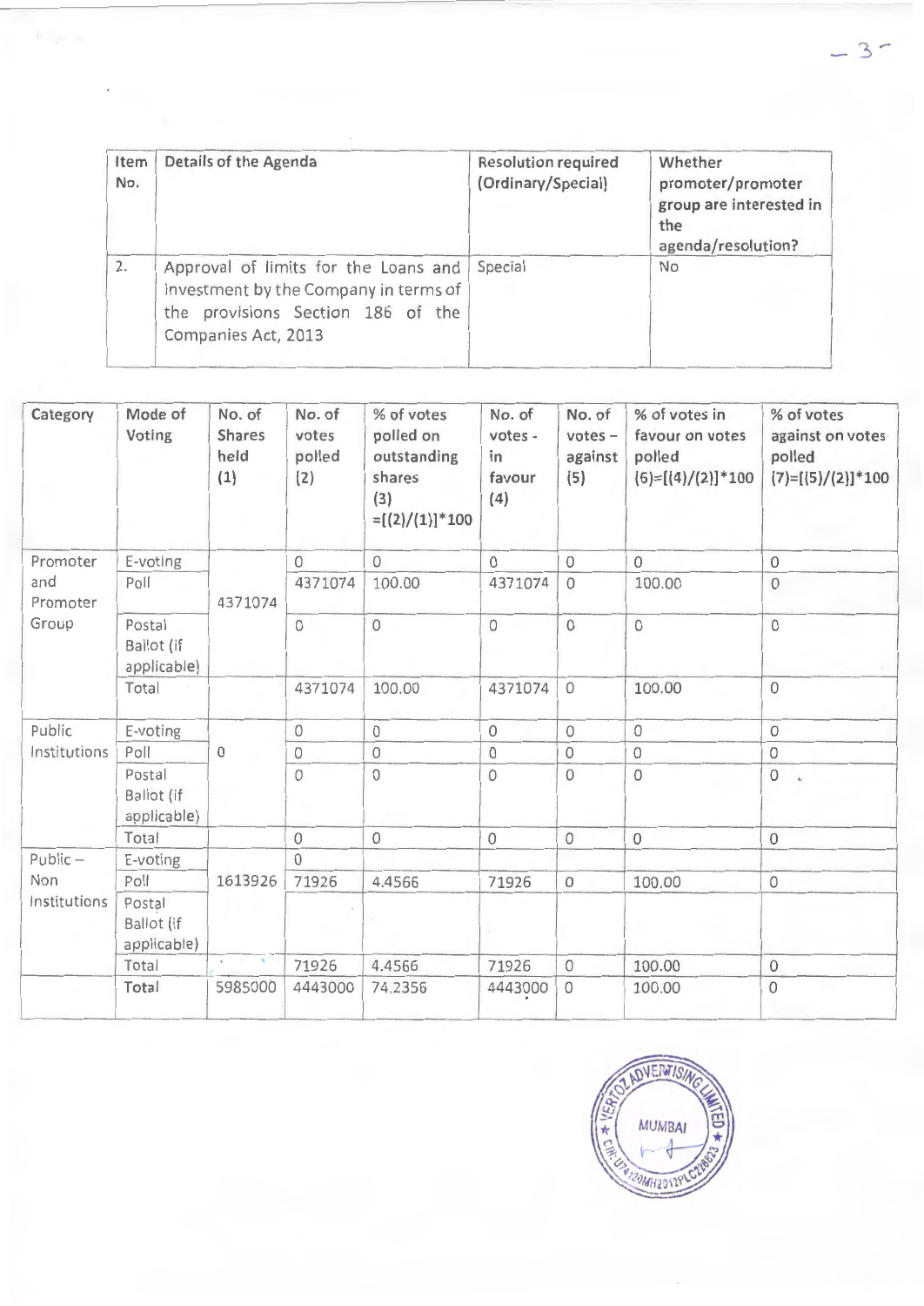| Item No. | Details of the Agenda | Resolution required (Ordinary/Special) | Whether promoter/promoter group are interested in the agenda/resolution? |
|---|---|---|---|
| 2. | Approval of limits for the Loans and investment by the Company in terms of the provisions Section 186 of the Companies Act, 2013 | Special | No |

| Category | Mode of Voting | No. of Shares held (1) | No. of votes polled (2) | % of votes polled on outstanding shares (3) =[(2)/(1)]*100 | No. of votes - in favour (4) | No. of votes – against (5) | % of votes in favour on votes polled (6)=[(4)/(2)]*100 | % of votes against on votes polled (7)=[(5)/(2)]*100 |
|---|---|---|---|---|---|---|---|---|
| Promoter and Promoter Group | E-voting | 4371074 | 0 | 0 | 0 | 0 | 0 | 0 |
| | Poll | | 4371074 | 100.00 | 4371074 | 0 | 100.00 | 0 |
| | Postal Ballot (if applicable) | | 0 | 0 | 0 | 0 | 0 | 0 |
| | Total | | 4371074 | 100.00 | 4371074 | 0 | 100.00 | 0 |
| Public Institutions | E-voting | 0 | 0 | 0 | 0 | 0 | 0 | 0 |
| | Poll | | 0 | 0 | 0 | 0 | 0 | 0 |
| | Postal Ballot (if applicable) | | 0 | 0 | 0 | 0 | 0 | 0 |
| | Total | | 0 | 0 | 0 | 0 | 0 | 0 |
| Public – Non Institutions | E-voting | 1613926 | 0 | | | | | |
| | Poll | | 71926 | 4.4566 | 71926 | 0 | 100.00 | 0 |
| | Postal Ballot (if applicable) | | | | | | | |
| | Total | | 71926 | 4.4566 | 71926 | 0 | 100.00 | 0 |
| | Total | 5985000 | 4443000 | 74.2356 | 4443000 | 0 | 100.00 | 0 |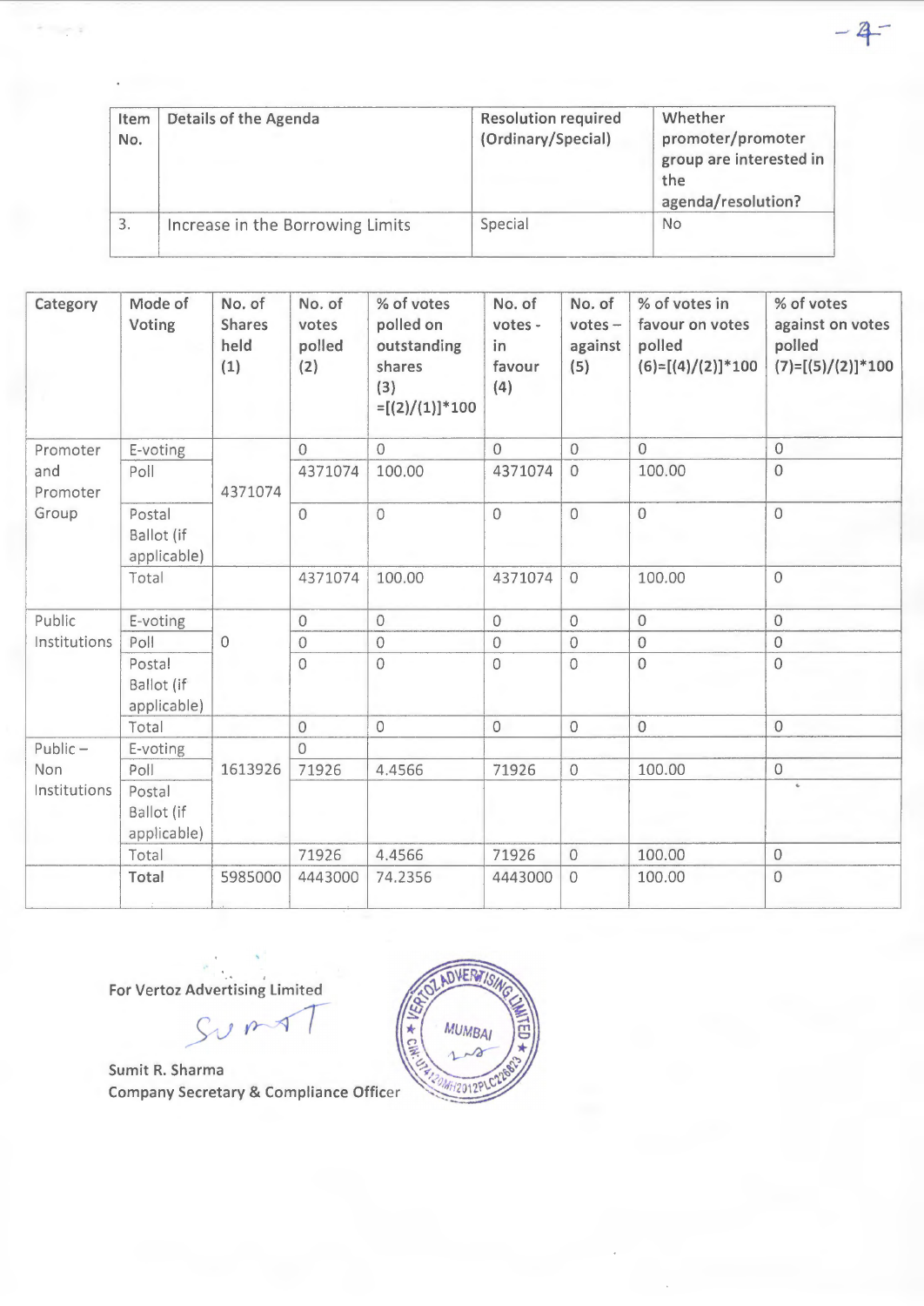| Item No. | Details of the Agenda | Resolution required (Ordinary/Special) | Whether promoter/promoter group are interested in the agenda/resolution? |
|---|---|---|---|
| 3. | Increase in the Borrowing Limits | Special | No |

| Category | Mode of Voting | No. of Shares held (1) | No. of votes polled (2) | % of votes polled on outstanding shares (3) =[(2)/(1)]*100 | No. of votes - in favour (4) | No. of votes – against (5) | % of votes in favour on votes polled (6)=[(4)/(2)]*100 | % of votes against on votes polled (7)=[(5)/(2)]*100 |
|---|---|---|---|---|---|---|---|---|
| Promoter and Promoter Group | E-voting | 4371074 | 0 | 0 | 0 | 0 | 0 | 0 |
| | Poll | | 4371074 | 100.00 | 4371074 | 0 | 100.00 | 0 |
| | Postal Ballot (if applicable) | | 0 | 0 | 0 | 0 | 0 | 0 |
| | Total | | 4371074 | 100.00 | 4371074 | 0 | 100.00 | 0 |
| Public Institutions | E-voting | 0 | 0 | 0 | 0 | 0 | 0 | 0 |
| | Poll | | 0 | 0 | 0 | 0 | 0 | 0 |
| | Postal Ballot (if applicable) | | 0 | 0 | 0 | 0 | 0 | 0 |
| | Total | | 0 | 0 | 0 | 0 | 0 | 0 |
| Public – Non Institutions | E-voting | 1613926 | 0 | | | | | |
| | Poll | | 71926 | 4.4566 | 71926 | 0 | 100.00 | 0 |
| | Postal Ballot (if applicable) | | | | | | | |
| | Total | | 71926 | 4.4566 | 71926 | 0 | 100.00 | 0 |
| | **Total** | 5985000 | 4443000 | 74.2356 | 4443000 | 0 | 100.00 | 0 |

**For Vertoz Advertising Limited**

**Sumit R. Sharma**
**Company Secretary & Compliance Officer**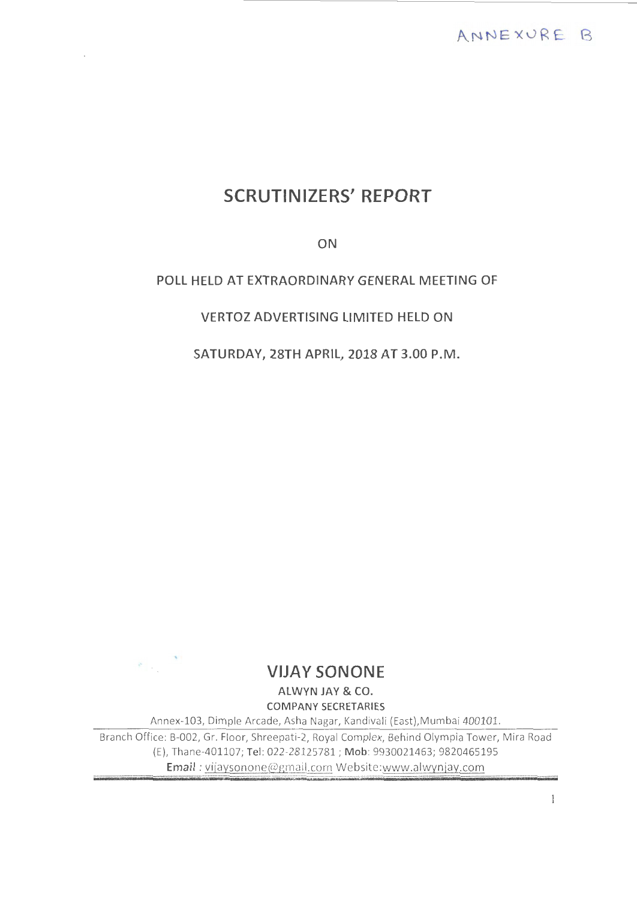ANNEXURE B

# SCRUTINIZERS' REPORT

ON

POLL HELD AT EXTRAORDINARY GENERAL MEETING OF

VERTOZ ADVERTISING LIMITED HELD ON

SATURDAY, 28TH APRIL, 2018 AT 3.00 P.M.

## VIJAY SONONE

ALWYN JAY & CO.

COMPANY SECRETARIES

Annex-103, Dimple Arcade, Asha Nagar, Kandivali (East), Mumbai 400101.

Branch Office: B-002, Gr. Floor, Shreepati-2, Royal Complex, Behind Olympia Tower, Mira Road (E), Thane-401107; **Tel**: 022-28125781 ; **Mob**: 9930021463; 9820465195

**Email** : vijaysonone@gmail.com Website:www.alwynjay.com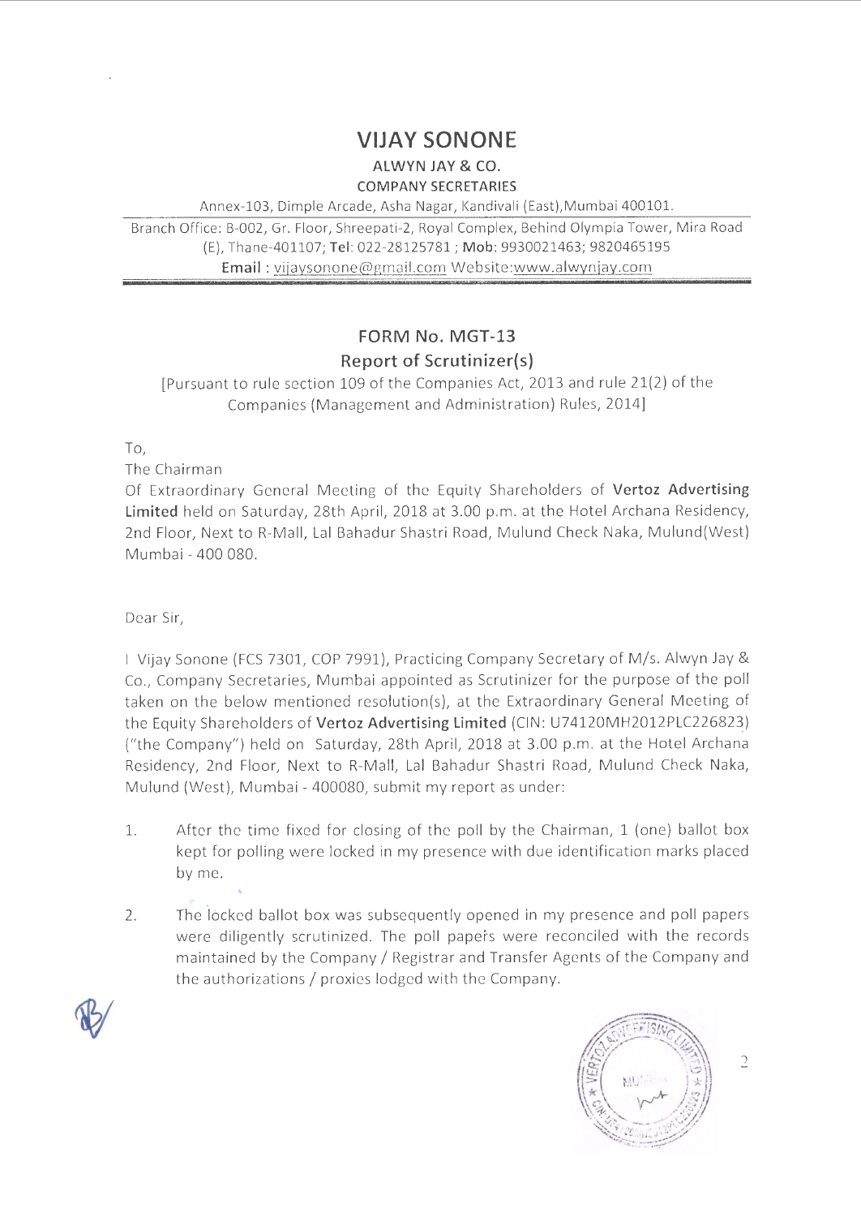# VIJAY SONONE

**ALWYN JAY & CO.**

COMPANY SECRETARIES

Annex-103, Dimple Arcade, Asha Nagar, Kandivali (East),Mumbai 400101.

Branch Office: B-002, Gr. Floor, Shreepati-2, Royal Complex, Behind Olympia Tower, Mira Road (E), Thane-401107; **Tel**: 022-28125781 ; **Mob**: 9930021463; 9820465195

**Email** : vijaysonone@gmail.com Website:www.alwynjay.com

## FORM No. MGT-13

### Report of Scrutinizer(s)

[Pursuant to rule section 109 of the Companies Act, 2013 and rule 21(2) of the Companies (Management and Administration) Rules, 2014]

To,

The Chairman

Of Extraordinary General Meeting of the Equity Shareholders of **Vertoz Advertising Limited** held on Saturday, 28th April, 2018 at 3.00 p.m. at the Hotel Archana Residency, 2nd Floor, Next to R-Mall, Lal Bahadur Shastri Road, Mulund Check Naka, Mulund(West) Mumbai - 400 080.

Dear Sir,

I Vijay Sonone (FCS 7301, COP 7991), Practicing Company Secretary of M/s. Alwyn Jay & Co., Company Secretaries, Mumbai appointed as Scrutinizer for the purpose of the poll taken on the below mentioned resolution(s), at the Extraordinary General Meeting of the Equity Shareholders of **Vertoz Advertising Limited** (CIN: U74120MH2012PLC226823) ("the Company") held on Saturday, 28th April, 2018 at 3.00 p.m. at the Hotel Archana Residency, 2nd Floor, Next to R-Mall, Lal Bahadur Shastri Road, Mulund Check Naka, Mulund (West), Mumbai - 400080, submit my report as under:

1. After the time fixed for closing of the poll by the Chairman, 1 (one) ballot box kept for polling were locked in my presence with due identification marks placed by me.

2. The locked ballot box was subsequently opened in my presence and poll papers were diligently scrutinized. The poll papers were reconciled with the records maintained by the Company / Registrar and Transfer Agents of the Company and the authorizations / proxies lodged with the Company.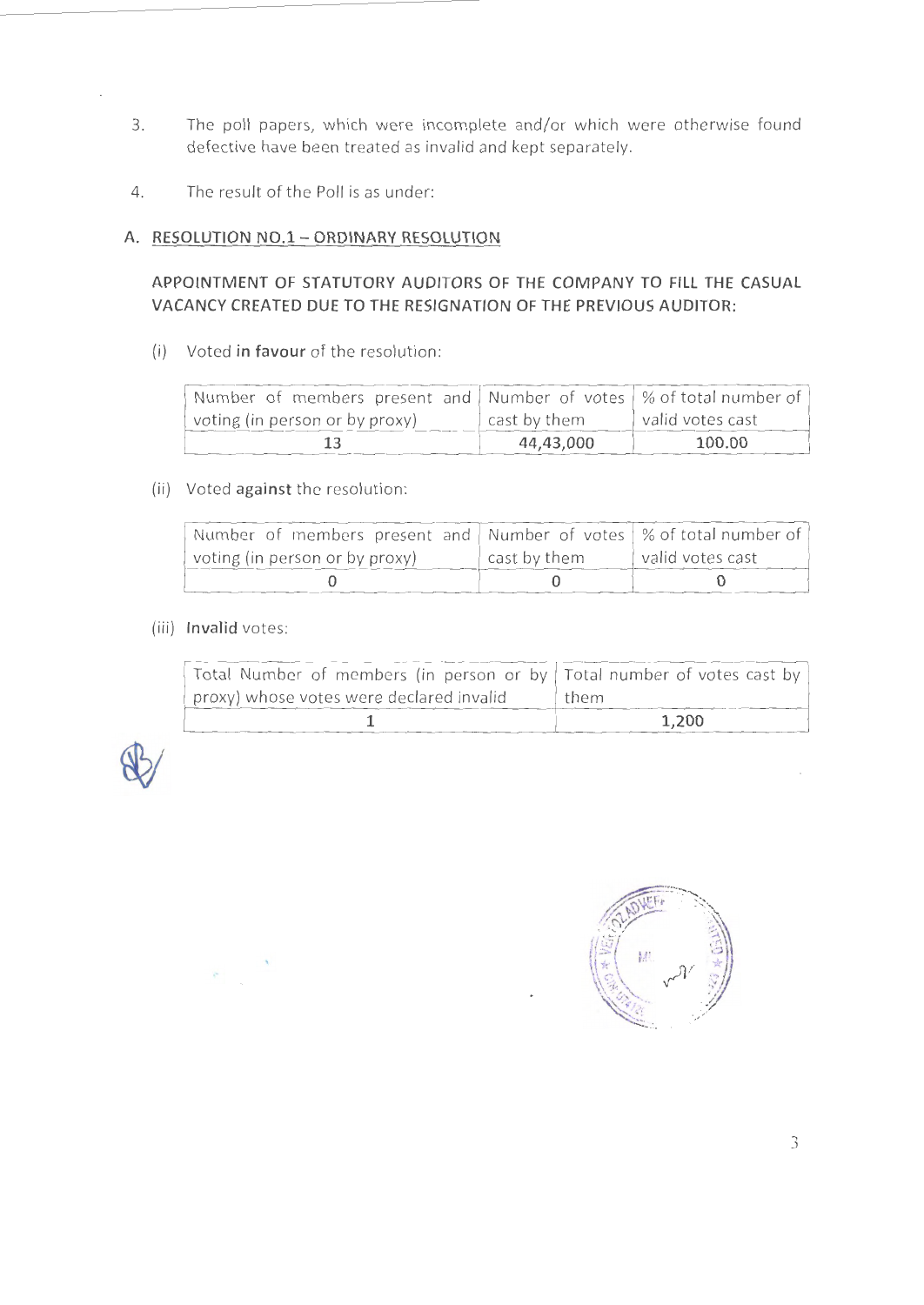3. The poll papers, which were incomplete and/or which were otherwise found defective have been treated as invalid and kept separately.

4. The result of the Poll is as under:

### A. RESOLUTION NO.1 – ORDINARY RESOLUTION

**APPOINTMENT OF STATUTORY AUDITORS OF THE COMPANY TO FILL THE CASUAL VACANCY CREATED DUE TO THE RESIGNATION OF THE PREVIOUS AUDITOR:**

(i) Voted **in favour** of the resolution:

| Number of members present and voting (in person or by proxy) | Number of votes cast by them | % of total number of valid votes cast |
|---|---|---|
| 13 | 44,43,000 | 100.00 |

(ii) Voted **against** the resolution:

| Number of members present and voting (in person or by proxy) | Number of votes cast by them | % of total number of valid votes cast |
|---|---|---|
| 0 | 0 | 0 |

(iii) **Invalid** votes:

| Total Number of members (in person or by proxy) whose votes were declared invalid | Total number of votes cast by them |
|---|---|
| 1 | 1,200 |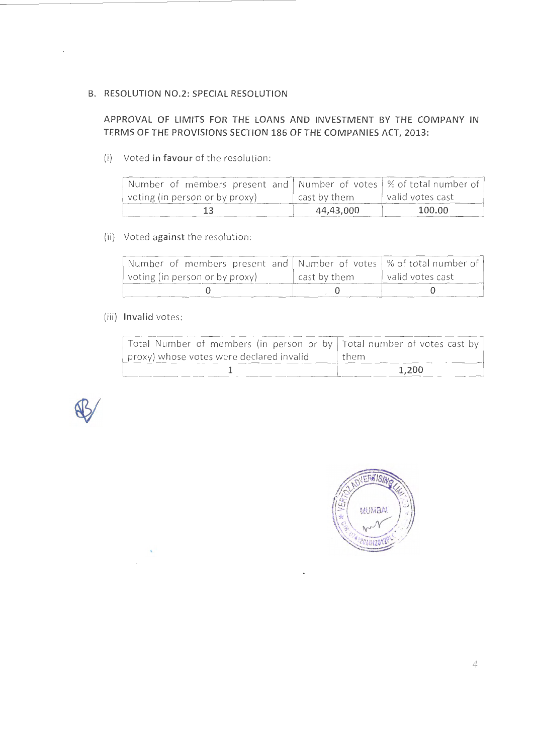B. RESOLUTION NO.2: SPECIAL RESOLUTION

**APPROVAL OF LIMITS FOR THE LOANS AND INVESTMENT BY THE COMPANY IN TERMS OF THE PROVISIONS SECTION 186 OF THE COMPANIES ACT, 2013:**

(i) Voted **in favour** of the resolution:

| Number of members present and voting (in person or by proxy) | Number of votes cast by them | % of total number of valid votes cast |
|---|---|---|
| 13 | 44,43,000 | 100.00 |

(ii) Voted **against** the resolution:

| Number of members present and voting (in person or by proxy) | Number of votes cast by them | % of total number of valid votes cast |
|---|---|---|
| 0 | 0 | 0 |

(iii) **Invalid** votes:

| Total Number of members (in person or by proxy) whose votes were declared invalid | Total number of votes cast by them |
|---|---|
| 1 | 1,200 |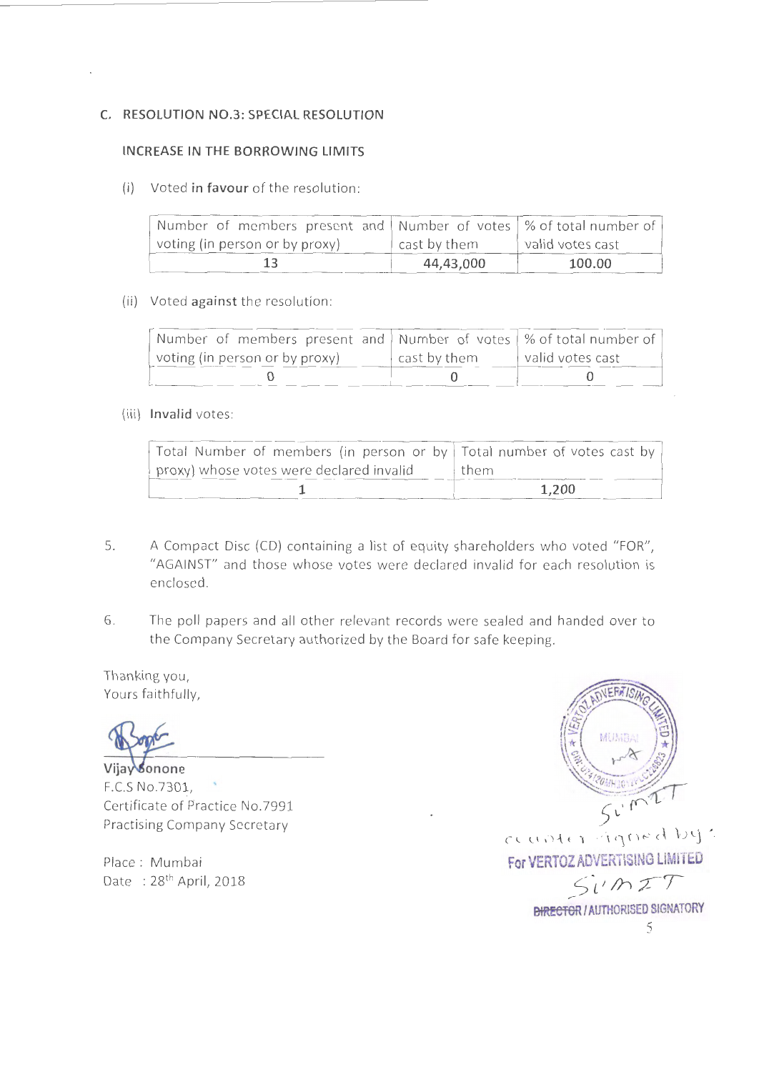### C. RESOLUTION NO.3: SPECIAL RESOLUTION

#### INCREASE IN THE BORROWING LIMITS

(i) Voted **in favour** of the resolution:

| Number of members present and voting (in person or by proxy) | Number of votes cast by them | % of total number of valid votes cast |
|---|---|---|
| 13 | 44,43,000 | 100.00 |

(ii) Voted **against** the resolution:

| Number of members present and voting (in person or by proxy) | Number of votes cast by them | % of total number of valid votes cast |
|---|---|---|
| 0 | 0 | 0 |

(iii) **Invalid** votes:

| Total Number of members (in person or by proxy) whose votes were declared invalid | Total number of votes cast by them |
|---|---|
| 1 | 1,200 |

5. A Compact Disc (CD) containing a list of equity shareholders who voted "FOR", "AGAINST" and those whose votes were declared invalid for each resolution is enclosed.

6. The poll papers and all other relevant records were sealed and handed over to the Company Secretary authorized by the Board for safe keeping.

Thanking you,
Yours faithfully,

**Vijay Sonone**
F.C.S No.7301,
Certificate of Practice No.7991
Practising Company Secretary

Place : Mumbai
Date : 28th April, 2018

counter signed by:
For VERTOZ ADVERTISING LIMITED

DIRECTOR / AUTHORISED SIGNATORY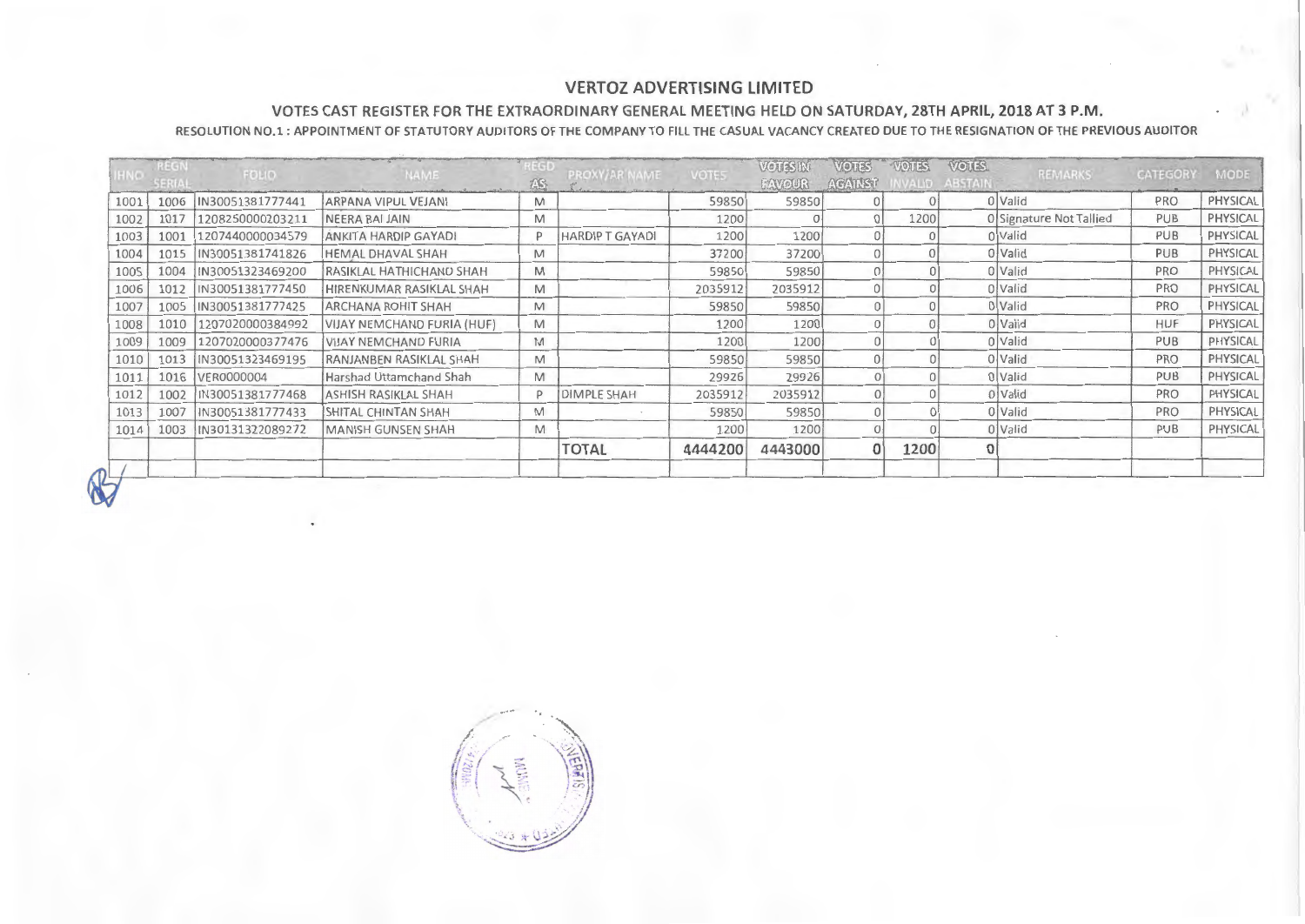# VERTOZ ADVERTISING LIMITED

## VOTES CAST REGISTER FOR THE EXTRAORDINARY GENERAL MEETING HELD ON SATURDAY, 28TH APRIL, 2018 AT 3 P.M.

### RESOLUTION NO.1 : APPOINTMENT OF STATUTORY AUDITORS OF THE COMPANY TO FILL THE CASUAL VACANCY CREATED DUE TO THE RESIGNATION OF THE PREVIOUS AUDITOR

| IHNO | REGN SERIAL | FOLIO | NAME | REGD AS | PROXY/AR NAME | VOTES | VOTES IN FAVOUR | VOTES AGAINST | VOTES INVALID | VOTES ABSTAIN | REMARKS | CATEGORY | MODE |
|---|---|---|---|---|---|---|---|---|---|---|---|---|---|
| 1001 | 1006 | IN30051381777441 | ARPANA VIPUL VEJANI | M | | 59850 | 59850 | 0 | 0 | 0 | Valid | PRO | PHYSICAL |
| 1002 | 1017 | 1208250000203211 | NEERA BAI JAIN | M | | 1200 | 0 | 0 | 1200 | 0 | Signature Not Tallied | PUB | PHYSICAL |
| 1003 | 1001 | 1207440000034579 | ANKITA HARDIP GAYADI | P | HARDIP T GAYADI | 1200 | 1200 | 0 | 0 | 0 | Valid | PUB | PHYSICAL |
| 1004 | 1015 | IN30051381741826 | HEMAL DHAVAL SHAH | M | | 37200 | 37200 | 0 | 0 | 0 | Valid | PUB | PHYSICAL |
| 1005 | 1004 | IN30051323469200 | RASIKLAL HATHICHAND SHAH | M | | 59850 | 59850 | 0 | 0 | 0 | Valid | PRO | PHYSICAL |
| 1006 | 1012 | IN30051381777450 | HIRENKUMAR RASIKLAL SHAH | M | | 2035912 | 2035912 | 0 | 0 | 0 | Valid | PRO | PHYSICAL |
| 1007 | 1005 | IN30051381777425 | ARCHANA ROHIT SHAH | M | | 59850 | 59850 | 0 | 0 | 0 | Valid | PRO | PHYSICAL |
| 1008 | 1010 | 1207020000384992 | VIJAY NEMCHAND FURIA (HUF) | M | | 1200 | 1200 | 0 | 0 | 0 | Valid | HUF | PHYSICAL |
| 1009 | 1009 | 1207020000377476 | VIJAY NEMCHAND FURIA | M | | 1200 | 1200 | 0 | 0 | 0 | Valid | PUB | PHYSICAL |
| 1010 | 1013 | IN30051323469195 | RANJANBEN RASIKLAL SHAH | M | | 59850 | 59850 | 0 | 0 | 0 | Valid | PRO | PHYSICAL |
| 1011 | 1016 | VER0000004 | Harshad Uttamchand Shah | M | | 29926 | 29926 | 0 | 0 | 0 | Valid | PUB | PHYSICAL |
| 1012 | 1002 | IN30051381777468 | ASHISH RASIKLAL SHAH | P | DIMPLE SHAH | 2035912 | 2035912 | 0 | 0 | 0 | Valid | PRO | PHYSICAL |
| 1013 | 1007 | IN30051381777433 | SHITAL CHINTAN SHAH | M | | 59850 | 59850 | 0 | 0 | 0 | Valid | PRO | PHYSICAL |
| 1014 | 1003 | IN30131322089272 | MANISH GUNSEN SHAH | M | | 1200 | 1200 | 0 | 0 | 0 | Valid | PUB | PHYSICAL |
| | | | | | **TOTAL** | **4444200** | **4443000** | **0** | **1200** | **0** | | | |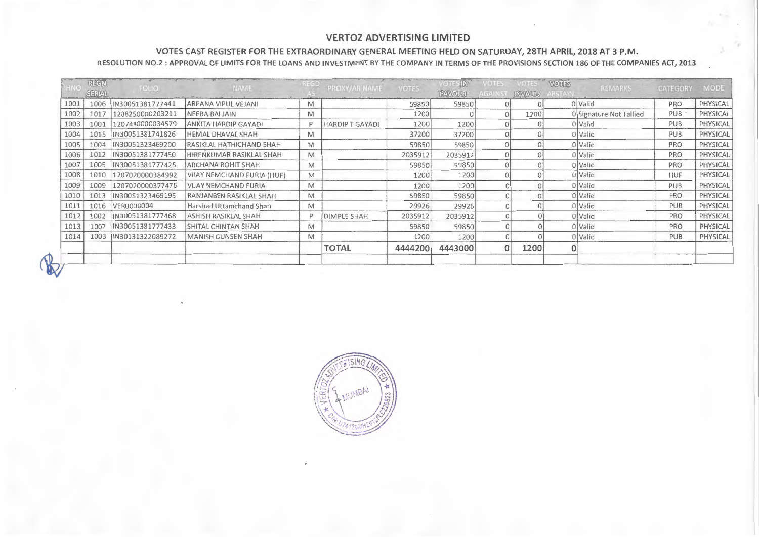# VERTOZ ADVERTISING LIMITED

## VOTES CAST REGISTER FOR THE EXTRAORDINARY GENERAL MEETING HELD ON SATURDAY, 28TH APRIL, 2018 AT 3 P.M.

### RESOLUTION NO.2 : APPROVAL OF LIMITS FOR THE LOANS AND INVESTMENT BY THE COMPANY IN TERMS OF THE PROVISIONS SECTION 186 OF THE COMPANIES ACT, 2013

| IHNO | REGN SERIAL | FOLIO | NAME | REGD AS | PROXY/AR NAME | VOTES | VOTES IN FAVOUR | VOTES AGAINST | VOTES INVALID | VOTES ABSTAIN | REMARKS | CATEGORY | MODE |
|---|---|---|---|---|---|---|---|---|---|---|---|---|---|
| 1001 | 1006 | IN30051381777441 | ARPANA VIPUL VEJANI | M | | 59850 | 59850 | 0 | 0 | 0 | Valid | PRO | PHYSICAL |
| 1002 | 1017 | 1208250000203211 | NEERA BAI JAIN | M | | 1200 | 0 | 0 | 1200 | 0 | Signature Not Tallied | PUB | PHYSICAL |
| 1003 | 1001 | 1207440000034579 | ANKITA HARDIP GAYADI | P | HARDIP T GAYADI | 1200 | 1200 | 0 | 0 | 0 | Valid | PUB | PHYSICAL |
| 1004 | 1015 | IN30051381741826 | HEMAL DHAVAL SHAH | M | | 37200 | 37200 | 0 | 0 | 0 | Valid | PUB | PHYSICAL |
| 1005 | 1004 | IN30051323469200 | RASIKLAL HATHICHAND SHAH | M | | 59850 | 59850 | 0 | 0 | 0 | Valid | PRO | PHYSICAL |
| 1006 | 1012 | IN30051381777450 | HIRENKUMAR RASIKLAL SHAH | M | | 2035912 | 2035912 | 0 | 0 | 0 | Valid | PRO | PHYSICAL |
| 1007 | 1005 | IN30051381777425 | ARCHANA ROHIT SHAH | M | | 59850 | 59850 | 0 | 0 | 0 | Valid | PRO | PHYSICAL |
| 1008 | 1010 | 1207020000384992 | VIJAY NEMCHAND FURIA (HUF) | M | | 1200 | 1200 | 0 | 0 | 0 | Valid | HUF | PHYSICAL |
| 1009 | 1009 | 1207020000377476 | VIJAY NEMCHAND FURIA | M | | 1200 | 1200 | 0 | 0 | 0 | Valid | PUB | PHYSICAL |
| 1010 | 1013 | IN30051323469195 | RANJANBEN RASIKLAL SHAH | M | | 59850 | 59850 | 0 | 0 | 0 | Valid | PRO | PHYSICAL |
| 1011 | 1016 | VER0000004 | Harshad Uttamchand Shah | M | | 29926 | 29926 | 0 | 0 | 0 | Valid | PUB | PHYSICAL |
| 1012 | 1002 | IN30051381777468 | ASHISH RASIKLAL SHAH | P | DIMPLE SHAH | 2035912 | 2035912 | 0 | 0 | 0 | Valid | PRO | PHYSICAL |
| 1013 | 1007 | IN30051381777433 | SHITAL CHINTAN SHAH | M | | 59850 | 59850 | 0 | 0 | 0 | Valid | PRO | PHYSICAL |
| 1014 | 1003 | IN30131322089272 | MANISH GUNSEN SHAH | M | | 1200 | 1200 | 0 | 0 | 0 | Valid | PUB | PHYSICAL |
| | | | | | **TOTAL** | **4444200** | **4443000** | **0** | **1200** | **0** | | | |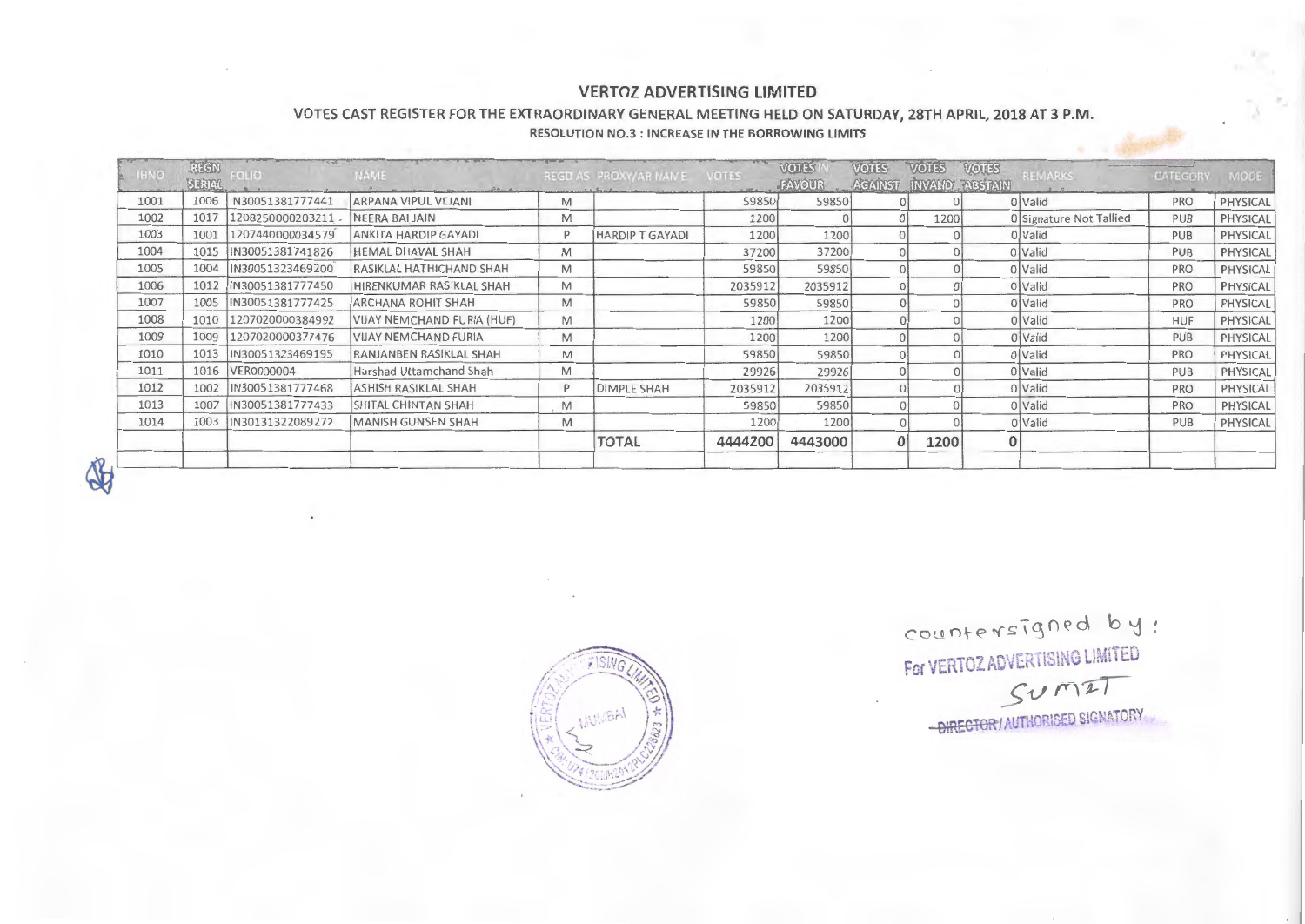# VERTOZ ADVERTISING LIMITED

## VOTES CAST REGISTER FOR THE EXTRAORDINARY GENERAL MEETING HELD ON SATURDAY, 28TH APRIL, 2018 AT 3 P.M.

### RESOLUTION NO.3 : INCREASE IN THE BORROWING LIMITS

| IHNO | REGN SERIAL | FOLIO | NAME | REGD AS | PROXY/AR NAME | VOTES | VOTES IN FAVOUR | VOTES AGAINST | VOTES INVALID | VOTES ABSTAIN | REMARKS | CATEGORY | MODE |
|---|---|---|---|---|---|---|---|---|---|---|---|---|---|
| 1001 | 1006 | IN30051381777441 | ARPANA VIPUL VEJANI | M | | 59850 | 59850 | 0 | 0 | 0 | Valid | PRO | PHYSICAL |
| 1002 | 1017 | 1208250000203211 | NEERA BAI JAIN | M | | 1200 | 0 | 0 | 1200 | 0 | Signature Not Tallied | PUB | PHYSICAL |
| 1003 | 1001 | 1207440000034579 | ANKITA HARDIP GAYADI | P | HARDIP T GAYADI | 1200 | 1200 | 0 | 0 | 0 | Valid | PUB | PHYSICAL |
| 1004 | 1015 | IN30051381741826 | HEMAL DHAVAL SHAH | M | | 37200 | 37200 | 0 | 0 | 0 | Valid | PUB | PHYSICAL |
| 1005 | 1004 | IN30051323469200 | RASIKLAL HATHICHAND SHAH | M | | 59850 | 59850 | 0 | 0 | 0 | Valid | PRO | PHYSICAL |
| 1006 | 1012 | IN30051381777450 | HIRENKUMAR RASIKLAL SHAH | M | | 2035912 | 2035912 | 0 | 0 | 0 | Valid | PRO | PHYSICAL |
| 1007 | 1005 | IN30051381777425 | ARCHANA ROHIT SHAH | M | | 59850 | 59850 | 0 | 0 | 0 | Valid | PRO | PHYSICAL |
| 1008 | 1010 | 1207020000384992 | VIJAY NEMCHAND FURIA (HUF) | M | | 1200 | 1200 | 0 | 0 | 0 | Valid | HUF | PHYSICAL |
| 1009 | 1009 | 1207020000377476 | VIJAY NEMCHAND FURIA | M | | 1200 | 1200 | 0 | 0 | 0 | Valid | PUB | PHYSICAL |
| 1010 | 1013 | IN30051323469195 | RANJANBEN RASIKLAL SHAH | M | | 59850 | 59850 | 0 | 0 | 0 | Valid | PRO | PHYSICAL |
| 1011 | 1016 | VER0000004 | Harshad Uttamchand Shah | M | | 29926 | 29926 | 0 | 0 | 0 | Valid | PUB | PHYSICAL |
| 1012 | 1002 | IN30051381777468 | ASHISH RASIKLAL SHAH | P | DIMPLE SHAH | 2035912 | 2035912 | 0 | 0 | 0 | Valid | PRO | PHYSICAL |
| 1013 | 1007 | IN30051381777433 | SHITAL CHINTAN SHAH | M | | 59850 | 59850 | 0 | 0 | 0 | Valid | PRO | PHYSICAL |
| 1014 | 1003 | IN30131322089272 | MANISH GUNSEN SHAH | M | | 1200 | 1200 | 0 | 0 | 0 | Valid | PUB | PHYSICAL |
| | | | | | **TOTAL** | **4444200** | **4443000** | **0** | **1200** | **0** | | | |
| | | | | | | | | | | | | | |

countersigned by:

For VERTOZ ADVERTISING LIMITED

SUMIT

DIRECTOR / AUTHORISED SIGNATORY